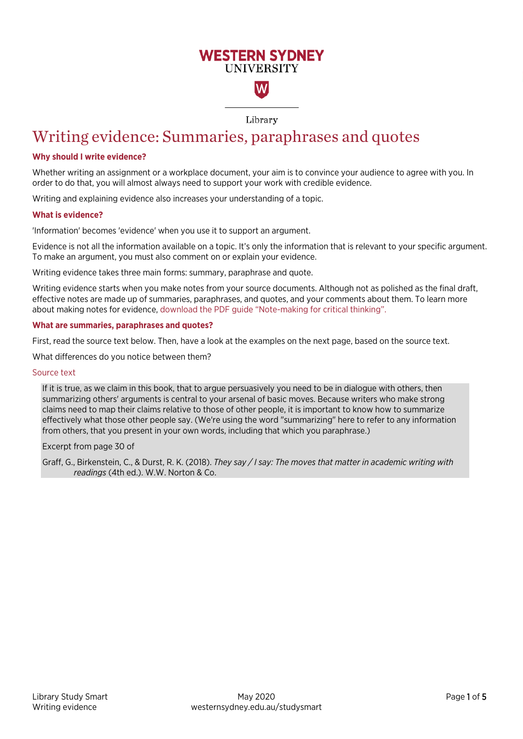# Writing evidence: Summaries, paraphrases and quotes

### Why should I write evidence?

Whether writing an assignment or a workplace document, your aim is to convince your audience to agree with you. In order to do that, you will almost always need to support your work with credible evidence.

Writing and explaining evidence also increases your understanding of a topic.

### What is evidence?

'Information' becomes 'evidence' when you use it to support an argument.

Evidence is not all the information available on a topic. It's only the information that is relevant to your specific argument. To make an argument, you must also comment on or explain your evidence.

Writing evidence takes three main forms: summary, paraphrase and quote.

Writing evidence starts when you make notes from your source documents. Although not as polished as the final draft, effective notes are made up of summaries, paraphrases, and quotes, and your comments about them. To learn more about making notes for evidence, download the PDF guide "Note-making for critical thinking".

### What are summaries, paraphrases and quotes?

First, read the source text below. Then, have a look at the examples on the next page, based on the source text.

What differences do you notice between them?

Source text

> If it is true, as we claim in this book, that to argue persuasively you need to be in dialogue with others, then summarizing others' arguments is central to your arsenal of basic moves. Because writers who make strong claims need to map their claims relative to those of other people, it is important to know how to summarize effectively what those other people say. (We're using the word "summarizing" here to refer to any information from others, that you present in your own words, including that which you paraphrase.)
>
> Excerpt from page 30 of
>
> Graff, G., Birkenstein, C., & Durst, R. K. (2018). *They say / I say: The moves that matter in academic writing with readings* (4th ed.). W.W. Norton & Co.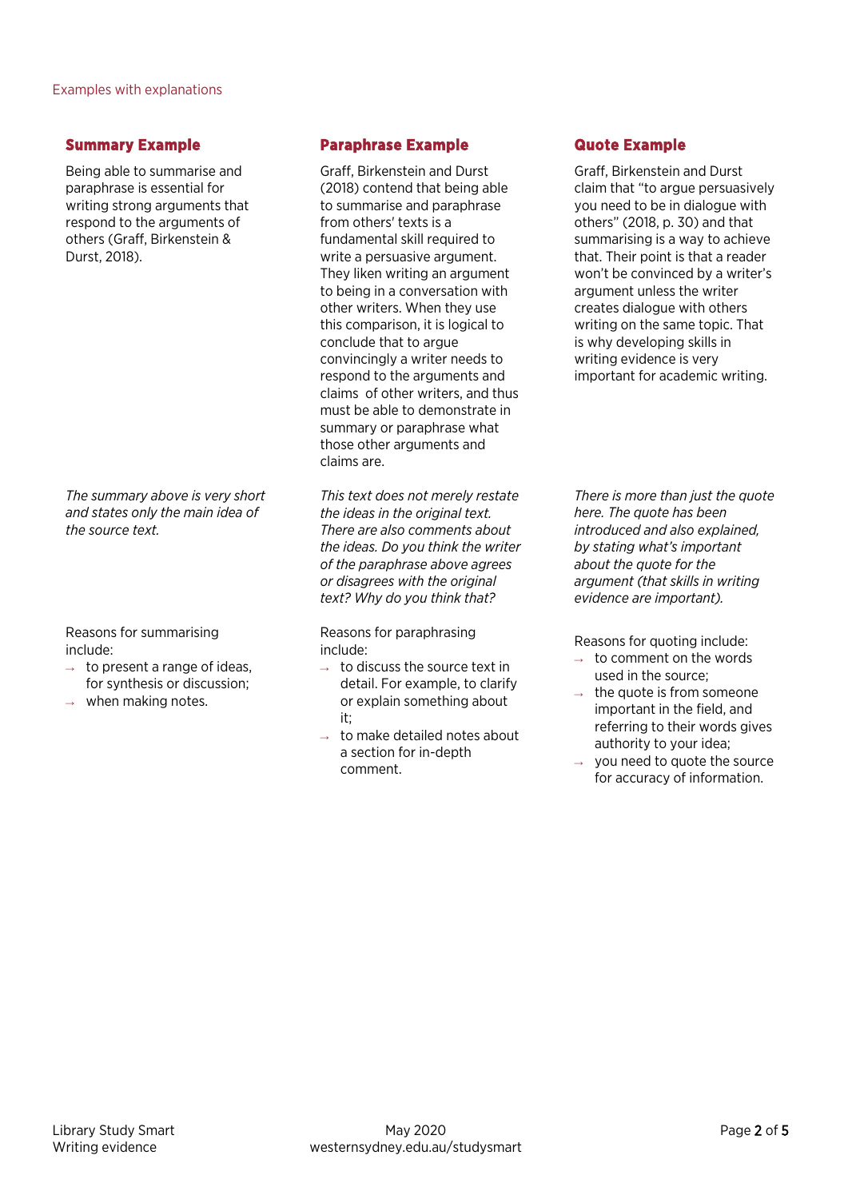Examples with explanations

### Summary Example

Being able to summarise and paraphrase is essential for writing strong arguments that respond to the arguments of others (Graff, Birkenstein & Durst, 2018).

*The summary above is very short and states only the main idea of the source text.*

Reasons for summarising include:

- to present a range of ideas, for synthesis or discussion;
- when making notes.

### Paraphrase Example

Graff, Birkenstein and Durst (2018) contend that being able to summarise and paraphrase from others' texts is a fundamental skill required to write a persuasive argument. They liken writing an argument to being in a conversation with other writers. When they use this comparison, it is logical to conclude that to argue convincingly a writer needs to respond to the arguments and claims of other writers, and thus must be able to demonstrate in summary or paraphrase what those other arguments and claims are.

*This text does not merely restate the ideas in the original text. There are also comments about the ideas. Do you think the writer of the paraphrase above agrees or disagrees with the original text? Why do you think that?*

Reasons for paraphrasing include:

- to discuss the source text in detail. For example, to clarify or explain something about it;
- to make detailed notes about a section for in-depth comment.

### Quote Example

Graff, Birkenstein and Durst claim that "to argue persuasively you need to be in dialogue with others" (2018, p. 30) and that summarising is a way to achieve that. Their point is that a reader won't be convinced by a writer's argument unless the writer creates dialogue with others writing on the same topic. That is why developing skills in writing evidence is very important for academic writing.

*There is more than just the quote here. The quote has been introduced and also explained, by stating what's important about the quote for the argument (that skills in writing evidence are important).*

Reasons for quoting include:

- to comment on the words used in the source;
- the quote is from someone important in the field, and referring to their words gives authority to your idea;
- you need to quote the source for accuracy of information.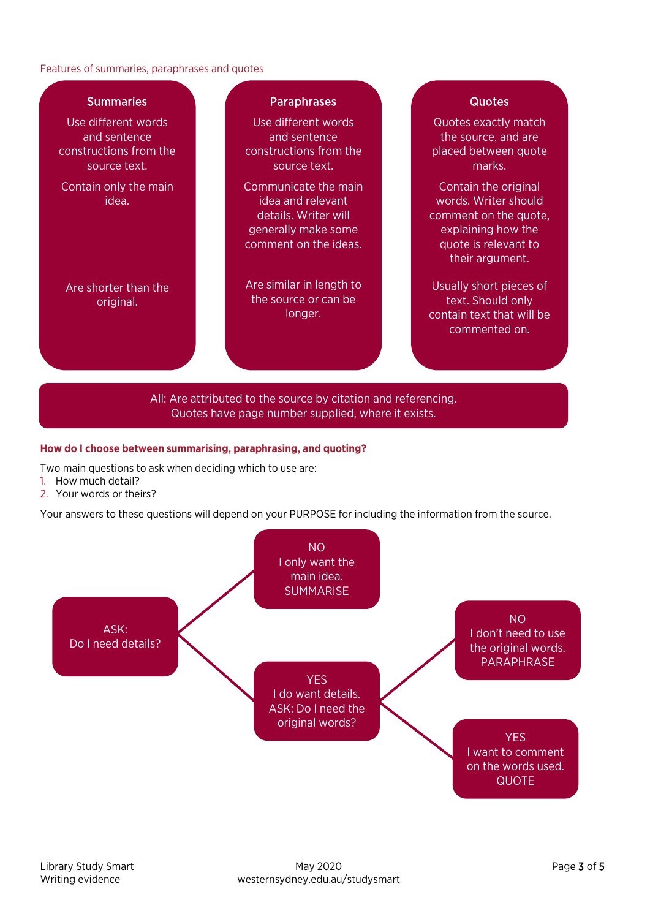Features of summaries, paraphrases and quotes

| Summaries | Paraphrases | Quotes |
|---|---|---|
| Use different words and sentence constructions from the source text. | Use different words and sentence constructions from the source text. | Quotes exactly match the source, and are placed between quote marks. |
| Contain only the main idea. | Communicate the main idea and relevant details. Writer will generally make some comment on the ideas. | Contain the original words. Writer should comment on the quote, explaining how the quote is relevant to their argument. |
| Are shorter than the original. | Are similar in length to the source or can be longer. | Usually short pieces of text. Should only contain text that will be commented on. |

All: Are attributed to the source by citation and referencing.
Quotes have page number supplied, where it exists.

### How do I choose between summarising, paraphrasing, and quoting?

Two main questions to ask when deciding which to use are:

1. How much detail?
2. Your words or theirs?

Your answers to these questions will depend on your PURPOSE for including the information from the source.

ASK: Do I need details?

- NO — I only want the main idea. SUMMARISE
- YES — I do want details. ASK: Do I need the original words?
  - NO — I don't need to use the original words. PARAPHRASE
  - YES — I want to comment on the words used. QUOTE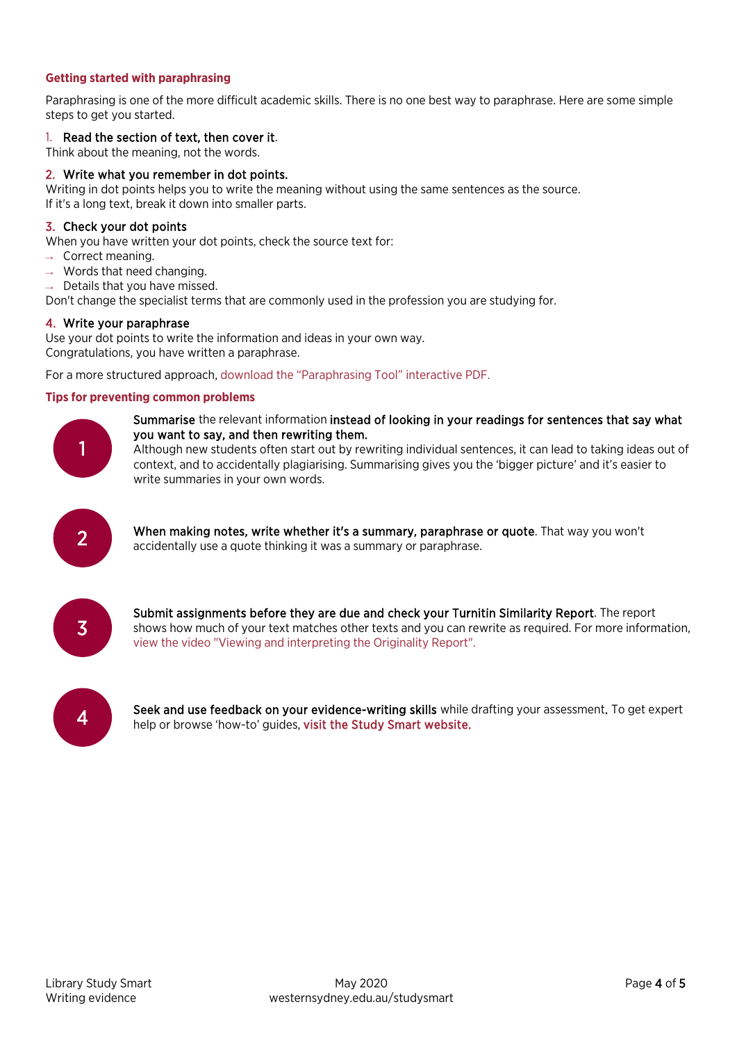### Getting started with paraphrasing

Paraphrasing is one of the more difficult academic skills. There is no one best way to paraphrase. Here are some simple steps to get you started.

1. **Read the section of text, then cover it**.
Think about the meaning, not the words.

2. **Write what you remember in dot points.**
Writing in dot points helps you to write the meaning without using the same sentences as the source.
If it's a long text, break it down into smaller parts.

3. **Check your dot points**
When you have written your dot points, check the source text for:
   - Correct meaning.
   - Words that need changing.
   - Details that you have missed.

   Don't change the specialist terms that are commonly used in the profession you are studying for.

4. **Write your paraphrase**
Use your dot points to write the information and ideas in your own way.
Congratulations, you have written a paraphrase.

For a more structured approach, download the "Paraphrasing Tool" interactive PDF.

### Tips for preventing common problems

1. **Summarise** the relevant information **instead of looking in your readings for sentences that say what you want to say, and then rewriting them.**
Although new students often start out by rewriting individual sentences, it can lead to taking ideas out of context, and to accidentally plagiarising. Summarising gives you the 'bigger picture' and it's easier to write summaries in your own words.

2. **When making notes, write whether it's a summary, paraphrase or quote**. That way you won't accidentally use a quote thinking it was a summary or paraphrase.

3. **Submit assignments before they are due and check your Turnitin Similarity Report**. The report shows how much of your text matches other texts and you can rewrite as required. For more information, view the video "Viewing and interpreting the Originality Report".

4. **Seek and use feedback on your evidence-writing skills** while drafting your assessment. To get expert help or browse 'how-to' guides, visit the Study Smart website.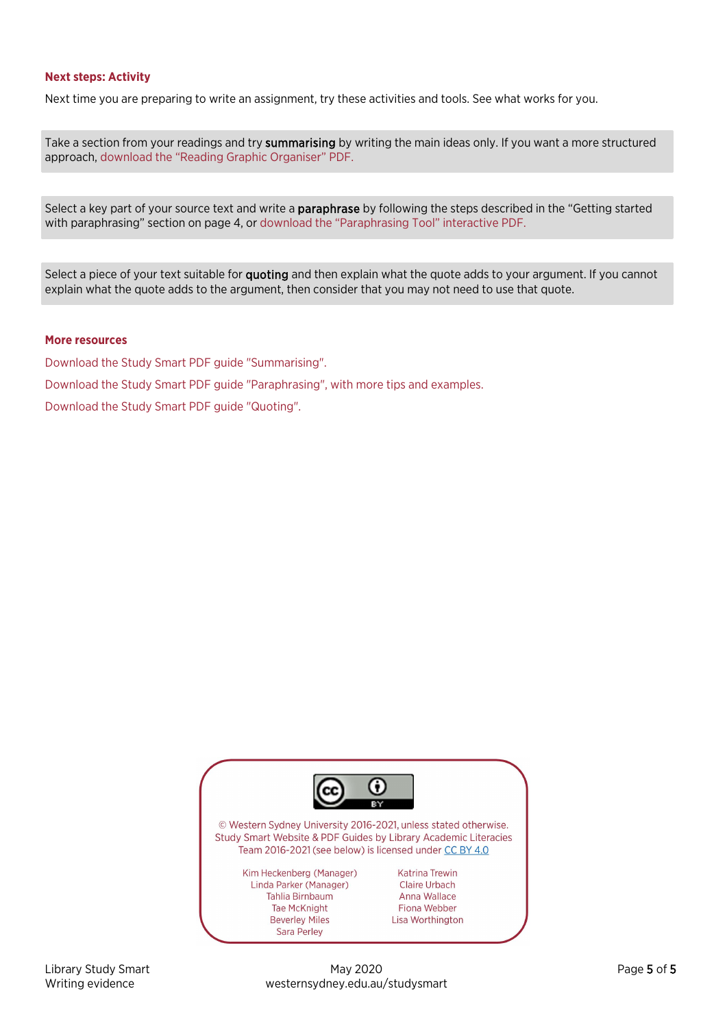### Next steps: Activity

Next time you are preparing to write an assignment, try these activities and tools. See what works for you.

Take a section from your readings and try **summarising** by writing the main ideas only. If you want a more structured approach, download the "Reading Graphic Organiser" PDF.

Select a key part of your source text and write a **paraphrase** by following the steps described in the "Getting started with paraphrasing" section on page 4, or download the "Paraphrasing Tool" interactive PDF.

Select a piece of your text suitable for **quoting** and then explain what the quote adds to your argument. If you cannot explain what the quote adds to the argument, then consider that you may not need to use that quote.

### More resources

Download the Study Smart PDF guide "Summarising".

Download the Study Smart PDF guide "Paraphrasing", with more tips and examples.

Download the Study Smart PDF guide "Quoting".

© Western Sydney University 2016-2021, unless stated otherwise. Study Smart Website & PDF Guides by Library Academic Literacies Team 2016-2021 (see below) is licensed under CC BY 4.0

Kim Heckenberg (Manager)
Linda Parker (Manager)
Tahlia Birnbaum
Tae McKnight
Beverley Miles
Sara Perley
Katrina Trewin
Claire Urbach
Anna Wallace
Fiona Webber
Lisa Worthington

Library Study Smart
Writing evidence

May 2020
westernsydney.edu.au/studysmart